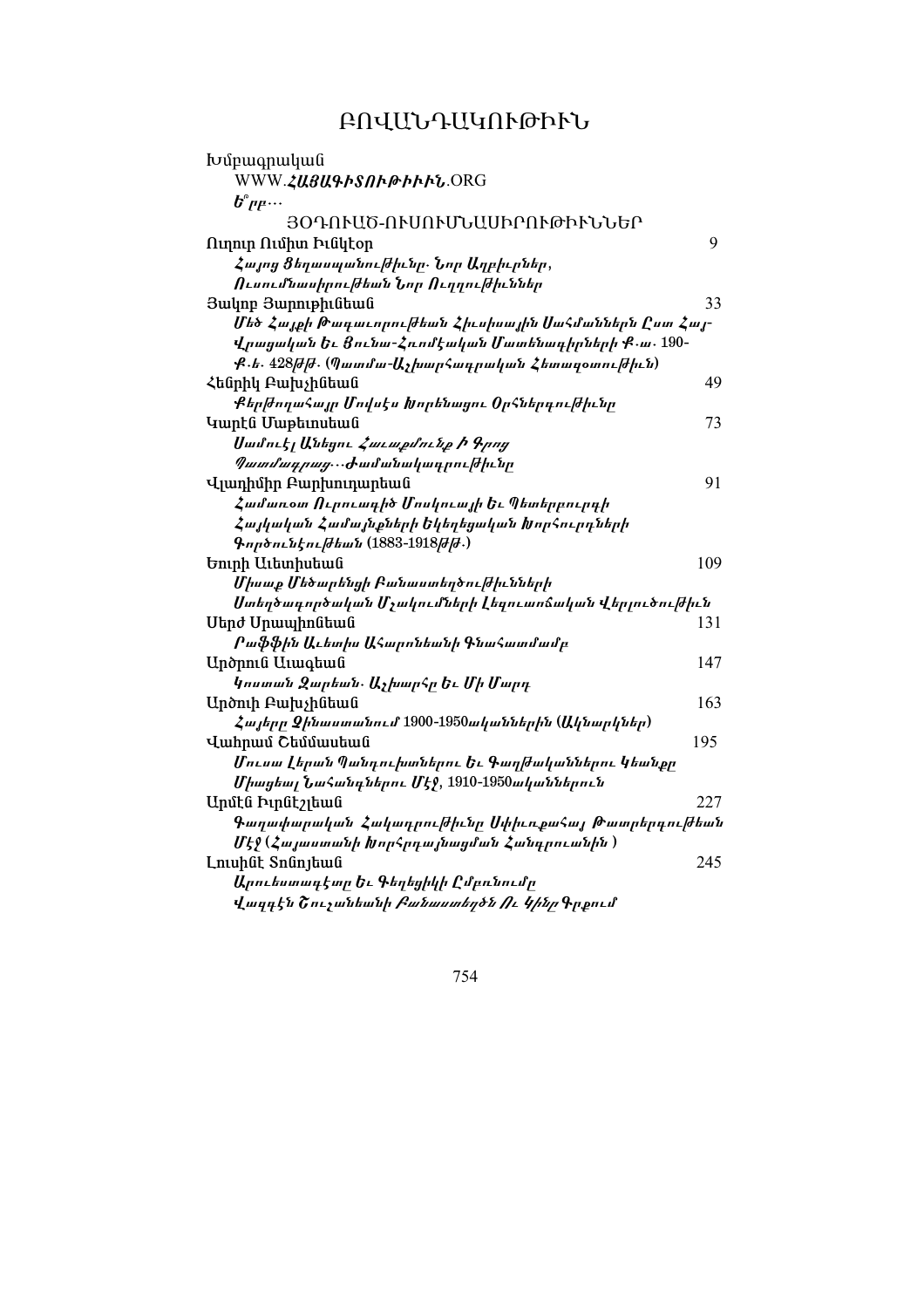# ԲՈՎԱՆԴԱԿՈՒԹԻՒՆ

Խմբագրական

WWW.*ՀԱՅԱԳԻՏՈՒԹԻՒՆ*.ORG

*Ե՞րբ…*

ՅՕԴՈՒԱԾ-ՈՒՍՈՒՄՆԱՍԻՐՈՒԹԻՒՆՆԵՐ

Ռոդուր Ումիտ Իւնկէօր — 9
*Հայոց Ցեղասպանութիւնը. Նոր Աղբիւրներ, Ուսումնասիրութեան Նոր Ուղղութիւններ*

Յակոբ Յարութիւնեան — 33
*Մեծ Հայքի Թագաւորութեան Հիւսիսային Սահմաններն Ըստ Հայ-Վրացական Եւ Յունա-Հռոմէական Մատենագիրների Ք.ա. 190-Ք.ե. 428թթ. (Պատմա-Աշխարհագրական Հետազօտութիւն)*

Հենրիկ Բախչինեան — 49
*Քերթողահայր Մովսէս Խորենացու Օրհներգութիւնը*

Կարէն Մաթեւոսեան — 73
*Սամուէլ Անեցու Հաւաքմունք Ի Գրոց Պատմագրաց…Ժամանակագրութիւնը*

Վլադիմիր Բարխուդարեան — 91
*Համառօտ Ուրուագիծ Մոսկուայի Եւ Պետերբուրգի Հայկական Համայնքների Եկեղեցական Խորհուրդների Գործունէութեան (1883-1918թթ.)*

Եուրի Աւետիսեան — 109
*Միսաք Մեծարենցի Բանաստեղծութիւնների Ստեղծագործական Մշակումների Լեզուաոճական Վերլուծութիւն*

Սերժ Սրապիոնեան — 131
*Րաֆֆին Աւետիս Ահարոնեանի Գնահատմամբ*

Արծրուն Աւագեան — 147
*Կոստան Զարեան. Աշխարհը Եւ Մի Մարդ*

Արծուի Բախչինեան — 163
*Հայերը Ֆինլանդիայում 1900-1950ականներին (Ակնարկներ)*

Վահրամ Շեմմասեան — 195
*Մուսա Լերան Պանդուխտներու Եւ Գաղթականներու Կեանքը Միացեալ Նահանգներու Մէջ, 1910-1950ականներուն*

Արմէն Իւրնէշլեան — 227
*Գաղափարական Հակադրութիւնը Սփիւռքահայ Թատերգութեան Մէջ (Հայաստանի Խորհրդայնացման Հանգրուանին)*

Լուսինէ Տոնոյեան — 245
*Արուեստագէտը Եւ Գեղեցիկի Ըմբռնումը Վազգէն Շուշանեանի Բանաստեղծ Ու Կինը Գրքում*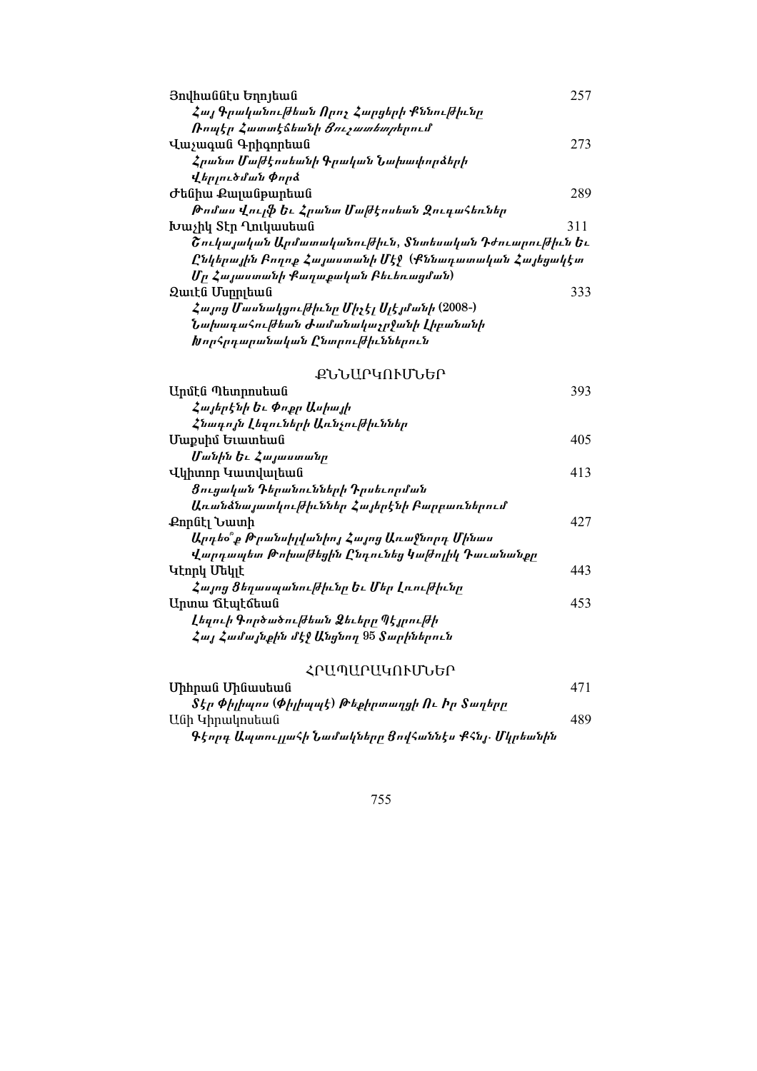Յովհաննէս Եղոյեան — 257

*Հայ Գրականութեան Որոշ Հարցերի Քննութիւնը Ռուբէր Հատտէճեանի Յուշատետրերում*

Վաչագան Գրիգորեան — 273

*Հրանտ Մաթէոսեանի Գրական Նախափորձերի Վերլուծման Փորձ*

Ժենիա Քալանթարեան — 289

*Թոմաս Վուլֆ Եւ Հրանտ Մաթէոսեան Զուգահեռներ*

Խաչիկ Տէր Ղուկասեան — 311

*Շուկայական Արմատականութիւն, Տնտեսական Դժուարութիւն Եւ Ընկերային Բողոք Հայաստանի Մէջ (Քննադատական Հայեցակէտ Մը Հայաստանի Քաղաքական Բեւեռացման)*

Զաւէն Մսրլեան — 333

*Հայոց Մասնակցութիւնը Միշէլ Սլէյմանի* (2008-) *Նախագահութեան Ժամանակաշրջանի Լիբանանի Խորհրդարանական Ընտրութիւններուն*

## ՔՆՆԱՐԿՈՒՄՆԵՐ

Արմէն Պետրոսեան — 393

*Հայերէնի Եւ Փոքր Ասիայի Հնագոյն Լեզուների Առնչութիւններ*

Մաքսիմ Եւատեան — 405

*Մանին Եւ Հայաստանը*

Վիկտոր Կատվալեան — 413

*Ցուցական Դերանունների Դրսեւորման Առանձնայատկութիւններ Հայերէնի Բարբառներում*

Քորնէլ Նատի — 427

*Արդեօ՞ք Թրանսիլվանիոյ Հայոց Առաջնորդ Մինաս Վարդապետ Թոխաթեցին Ընդունեց Կաթոլիկ Դաւանանքը*

Կէորկ Մեկլէ — 443

*Հայոց Ցեղասպանութիւնը Եւ Մեր Լռութիւնը*

Արտա Ճէպէճեան — 453

*Լեզուի Գործածութեան Ձեւերը Պէյրութի Հայ Համայնքին Մէջ Անցնող 95 Տարիներուն*

## ՀՐԱՊԱՐԱԿՈՒՄՆԵՐ

Միհրան Մինասեան — 471

*Տէր Փիլիպոս (Փիլիպպէ) Թեքիրտաղցի Ու Իր Տաղերը*

Անի Կիրակոսեան — 489

*Գէորգ Ապուլլահի Նամակները Յովհաննէս Քհնյ. Մկրեանին*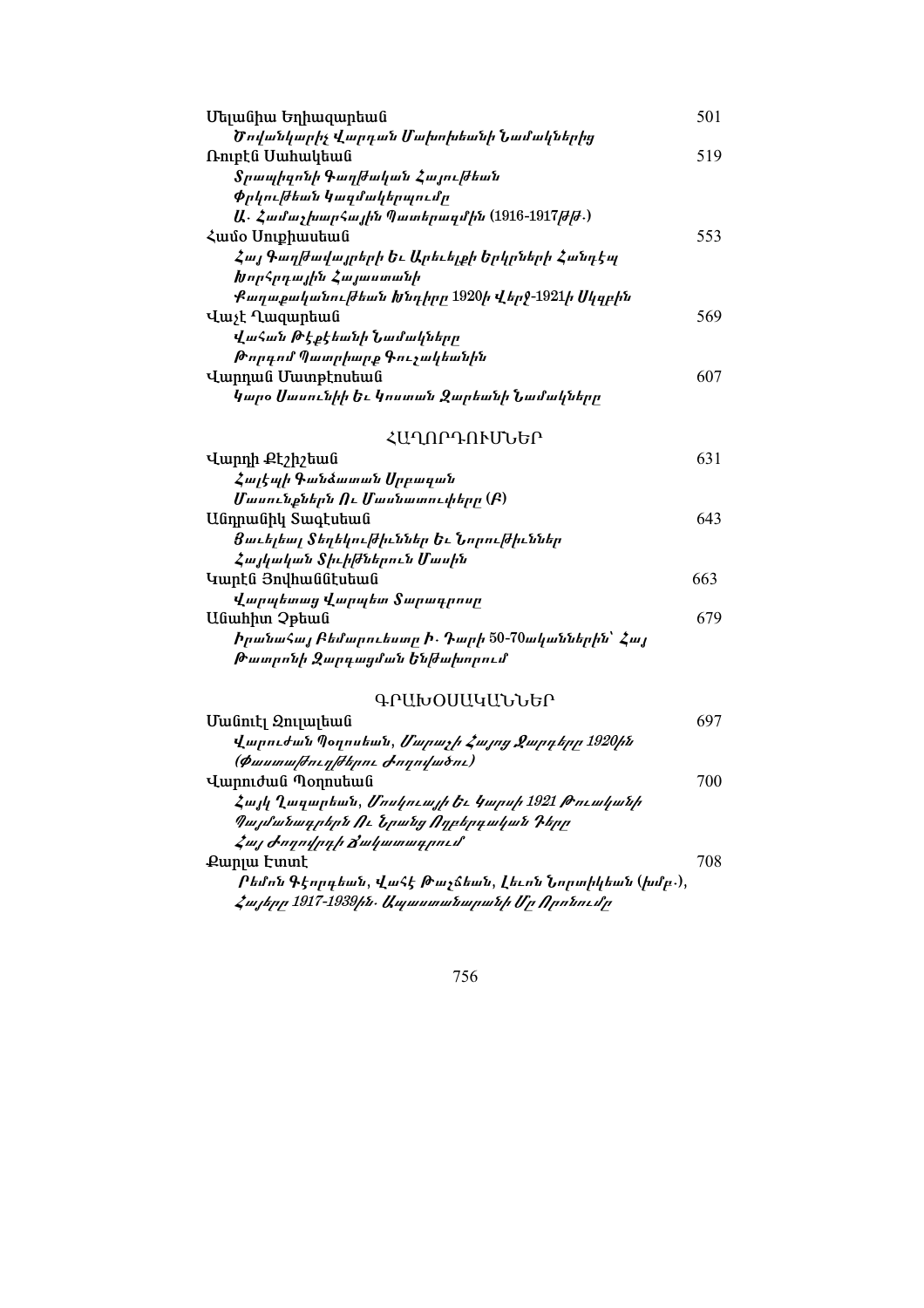Մելանիա Եղիազարեան 501

*Տովանկարիչ Վարդան Մախոխեանի Նամակներից*

Ռուբէն Սահակեան 519

*Տրապիզոնի Գաղթական Հայութեան*

*Փրկութեան Կազմակերպումը*

*Ա. Համաշխարհային Պատերազմին* (1916-1917*թթ.*)

Համօ Սուքիասեան 553

*Հայ Գաղթավայրերի Եւ Արեւելքի Երկրների Հանդէպ*

*Խորհրդային Հայաստանի*

*Քաղաքականութեան Խնդիրը* 1920*ի Վերջ*-1921*ի Սկզբին*

Վաչէ Ղազարեան 569

*Վահան Թէքէեանի Նամակները*

*Թորգոմ Պատրիարք Գուշակեանին*

Վարդան Մատթէոսեան 607

*Կարօ Սասունիի Եւ Կոստան Զարեանի Նամակները*

## ՀԱՂՈՐԴՈՒՄՆԵՐ

Վարդի Քէշիշեան 631

*Հայէպի Գանձատան Սրբազան*

*Մասունքներն Ու Մասնատուփերը* (*Բ*)

Անդրանիկ Տագէսեան 643

*Ցաւելեալ Տեղեկութիւններ Եւ Նորութիւններ*

*Հայկական Տիփիթներուն Մասին*

Կարէն Յովհաննէսեան 663

*Վարպետաց Վարպետ Տարագրոսը*

Անահիտ Չքեան 679

*Իրանահայ Բեմարուեստը Ի. Դարի* 50-70*ականներին՝ Հայ*

*Թատրոնի Զարգացման Ենթախորում*

## ԳՐԱԽՕՍԱԿԱՆՆԵՐ

Մանուէլ Զուլալեան 697

*Վարուժան Պօղոսեան, Մարաշի Հայոց Զարդերը 1920ին*

*(Փաստաթուղթերու Ժողովածու)*

Վարուժան Պօղոսեան 700

*Հայկ Ղազարեան, Մոսկուայի Եւ Կարսի 1921 Թուականի*

*Պայմանագրերն Ու Նրանց Ողբերգական Դերը*

*Հայ Ժողովրդի Ճակատագրում*

Քարլա Էտտէ 708

*Ռեմոն Գէորգեան, Վահէ Թաշճեան, Լեւոն Նորտիկեան (խմբ.),*

*Հայերը 1917-1939ին. Ապաստանարանի Մը Որոնումը*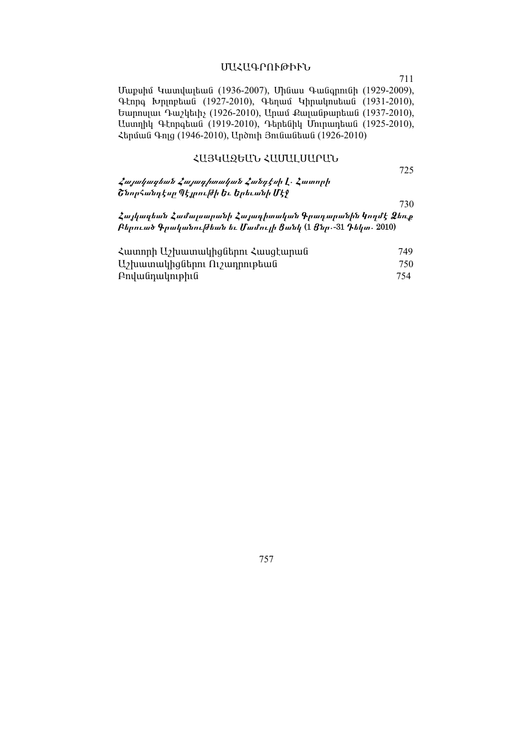## ՄԱՀԱԳՐՈՒԹԻՒՆ

711

Մաքսիմ Կատվալեան (1936-2007), Մինաս Գանգրունի (1929-2009), Գէորգ Խրլոբեան (1927-2010), Գեղամ Կիրակոսեան (1931-2010), Եարոսլաւ Դաշկեւիչ (1926-2010), Արամ Քալանթարեան (1937-2010), Աստղիկ Գէորգեան (1919-2010), Դերենիկ Մուրադեան (1925-2010), Հերման Գոլց (1946-2010), Արծուի Յունանեան (1926-2010)

## ՀԱՅԿԱԶԵԱՆ ՀԱՄԱԼՍԱՐԱՆ

725

***Հայկազեան Հայագիտական Հանդէսի Լ. Հատորի Շնորհանդէսը Պէյրութի Եւ Երեւանի Մէջ***

730

***Հայկազեան Համալսարանի Հայագիտական Գրադարանին Կողմէ Ձեռք Բերուած Գրականութեան եւ Մամուլի Ցանկ* (1 *Յնր.*-31 *Դեկտ.* 2010)**

Հատորի Աշխատակիցներու Հասցէարան 749

Աշխատակիցներու Ուշադրութեան 750

Բովանդակութիւն 754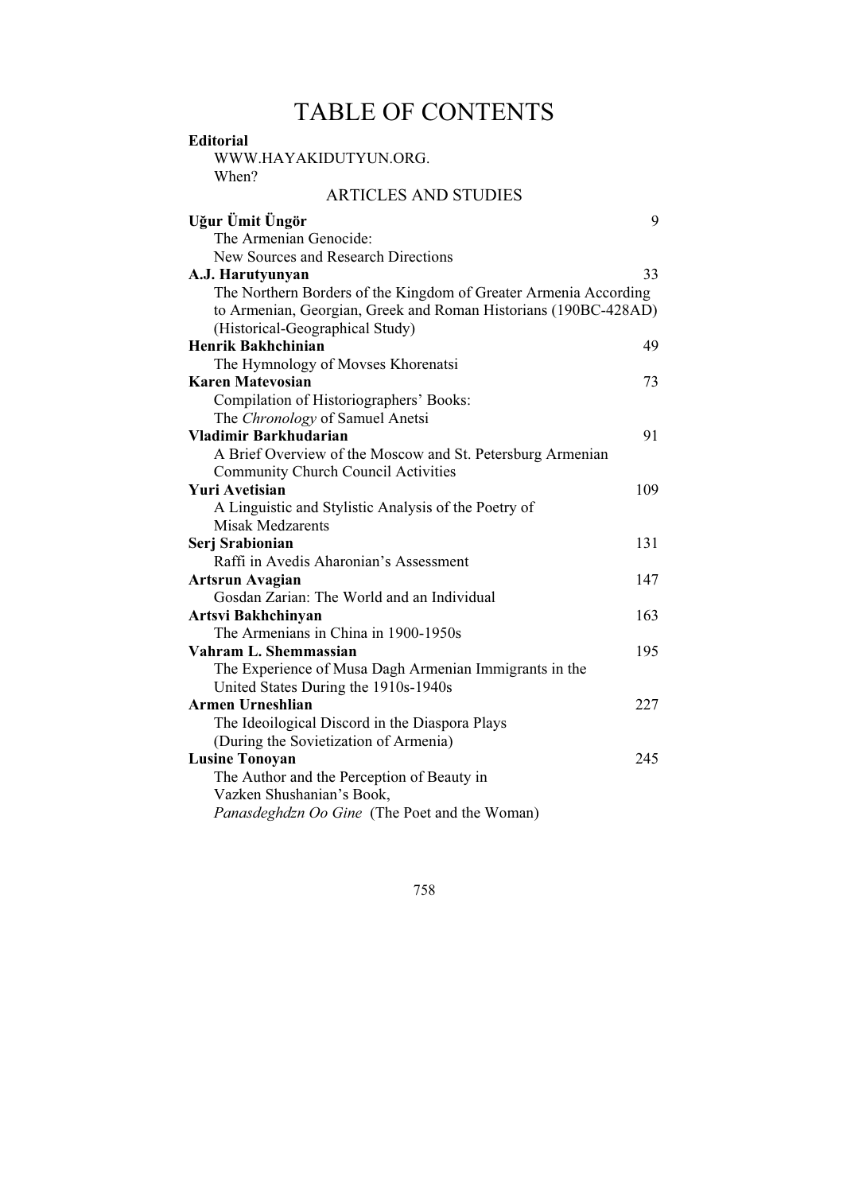# TABLE OF CONTENTS

**Editorial**

WWW.HAYAKIDUTYUN.ORG.

When?

## ARTICLES AND STUDIES

**Uğur Ümit Üngör** 9

The Armenian Genocide:
New Sources and Research Directions

**A.J. Harutyunyan** 33

The Northern Borders of the Kingdom of Greater Armenia According to Armenian, Georgian, Greek and Roman Historians (190BC-428AD) (Historical-Geographical Study)

**Henrik Bakhchinian** 49

The Hymnology of Movses Khorenatsi

**Karen Matevosian** 73

Compilation of Historiographers' Books:
The *Chronology* of Samuel Anetsi

**Vladimir Barkhudarian** 91

A Brief Overview of the Moscow and St. Petersburg Armenian Community Church Council Activities

**Yuri Avetisian** 109

A Linguistic and Stylistic Analysis of the Poetry of
Misak Medzarents

**Serj Srabionian** 131

Raffi in Avedis Aharonian's Assessment

**Artsrun Avagian** 147

Gosdan Zarian: The World and an Individual

**Artsvi Bakhchinyan** 163

The Armenians in China in 1900-1950s

**Vahram L. Shemmassian** 195

The Experience of Musa Dagh Armenian Immigrants in the
United States During the 1910s-1940s

**Armen Urneshlian** 227

The Ideoilogical Discord in the Diaspora Plays
(During the Sovietization of Armenia)

**Lusine Tonoyan** 245

The Author and the Perception of Beauty in
Vazken Shushanian's Book,
*Panasdeghdzn Oo Gine* (The Poet and the Woman)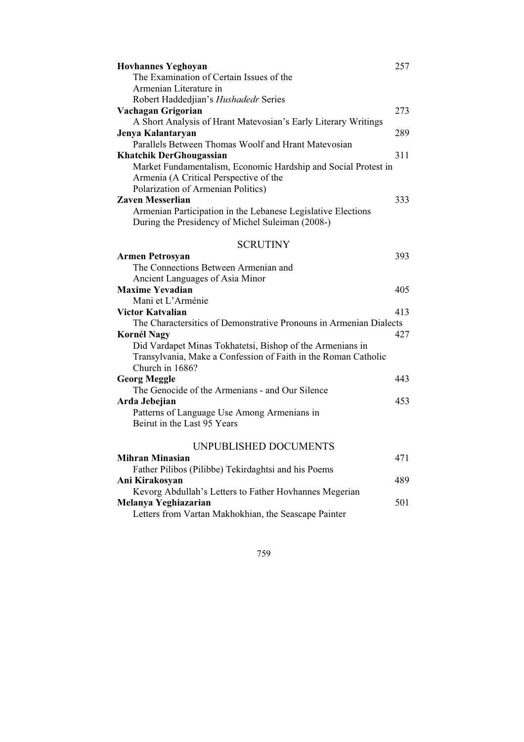**Hovhannes Yeghoyan** 257
The Examination of Certain Issues of the Armenian Literature in Robert Haddedjian's *Hushadedr* Series

**Vachagan Grigorian** 273
A Short Analysis of Hrant Matevosian's Early Literary Writings

**Jenya Kalantaryan** 289
Parallels Between Thomas Woolf and Hrant Matevosian

**Khatchik DerGhougassian** 311
Market Fundamentalism, Economic Hardship and Social Protest in Armenia (A Critical Perspective of the Polarization of Armenian Politics)

**Zaven Messerlian** 333
Armenian Participation in the Lebanese Legislative Elections During the Presidency of Michel Suleiman (2008-)

## SCRUTINY

**Armen Petrosyan** 393
The Connections Between Armenian and Ancient Languages of Asia Minor

**Maxime Yevadian** 405
Mani et L'Arménie

**Victor Katvalian** 413
The Charactersitics of Demonstrative Pronouns in Armenian Dialects

**Kornél Nagy** 427
Did Vardapet Minas Tokhatetsi, Bishop of the Armenians in Transylvania, Make a Confession of Faith in the Roman Catholic Church in 1686?

**Georg Meggle** 443
The Genocide of the Armenians - and Our Silence

**Arda Jebejian** 453
Patterns of Language Use Among Armenians in Beirut in the Last 95 Years

## UNPUBLISHED DOCUMENTS

**Mihran Minasian** 471
Father Pilibos (Pilibbe) Tekirdaghtsi and his Poems

**Ani Kirakosyan** 489
Kevorg Abdullah's Letters to Father Hovhannes Megerian

**Melanya Yeghiazarian** 501
Letters from Vartan Makhokhian, the Seascape Painter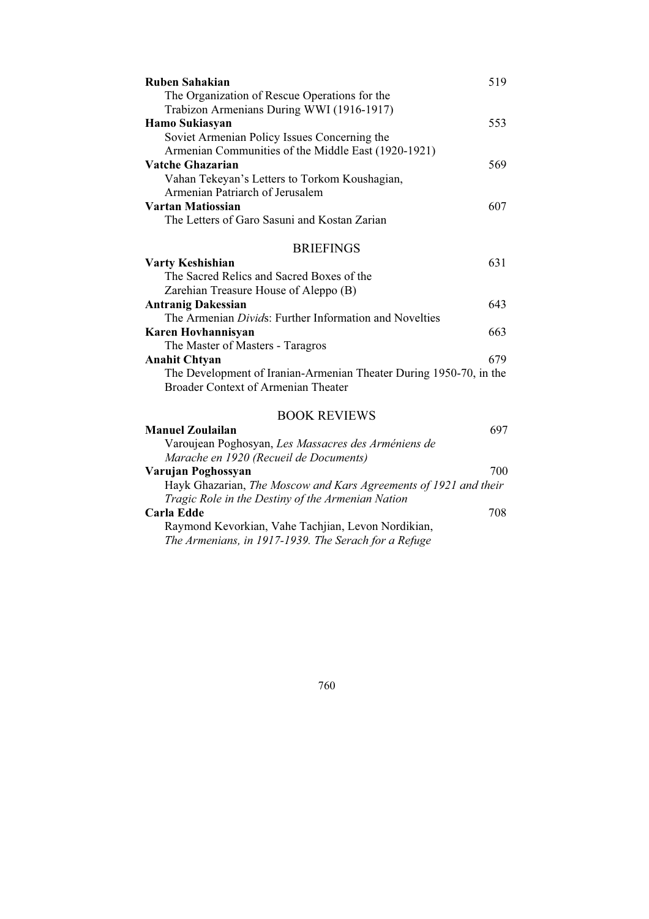**Ruben Sahakian** 519
The Organization of Rescue Operations for the Trabizon Armenians During WWI (1916-1917)

**Hamo Sukiasyan** 553
Soviet Armenian Policy Issues Concerning the Armenian Communities of the Middle East (1920-1921)

**Vatche Ghazarian** 569
Vahan Tekeyan's Letters to Torkom Koushagian, Armenian Patriarch of Jerusalem

**Vartan Matiossian** 607
The Letters of Garo Sasuni and Kostan Zarian

## BRIEFINGS

**Varty Keshishian** 631
The Sacred Relics and Sacred Boxes of the Zarehian Treasure House of Aleppo (B)

**Antranig Dakessian** 643
The Armenian *Divid*s: Further Information and Novelties

**Karen Hovhannisyan** 663
The Master of Masters - Taragros

**Anahit Chtyan** 679
The Development of Iranian-Armenian Theater During 1950-70, in the Broader Context of Armenian Theater

## BOOK REVIEWS

**Manuel Zoulailan** 697
Varoujean Poghosyan, *Les Massacres des Arméniens de Marache en 1920 (Recueil de Documents)*

**Varujan Poghossyan** 700
Hayk Ghazarian, *The Moscow and Kars Agreements of 1921 and their Tragic Role in the Destiny of the Armenian Nation*

**Carla Edde** 708
Raymond Kevorkian, Vahe Tachjian, Levon Nordikian, *The Armenians, in 1917-1939. The Serach for a Refuge*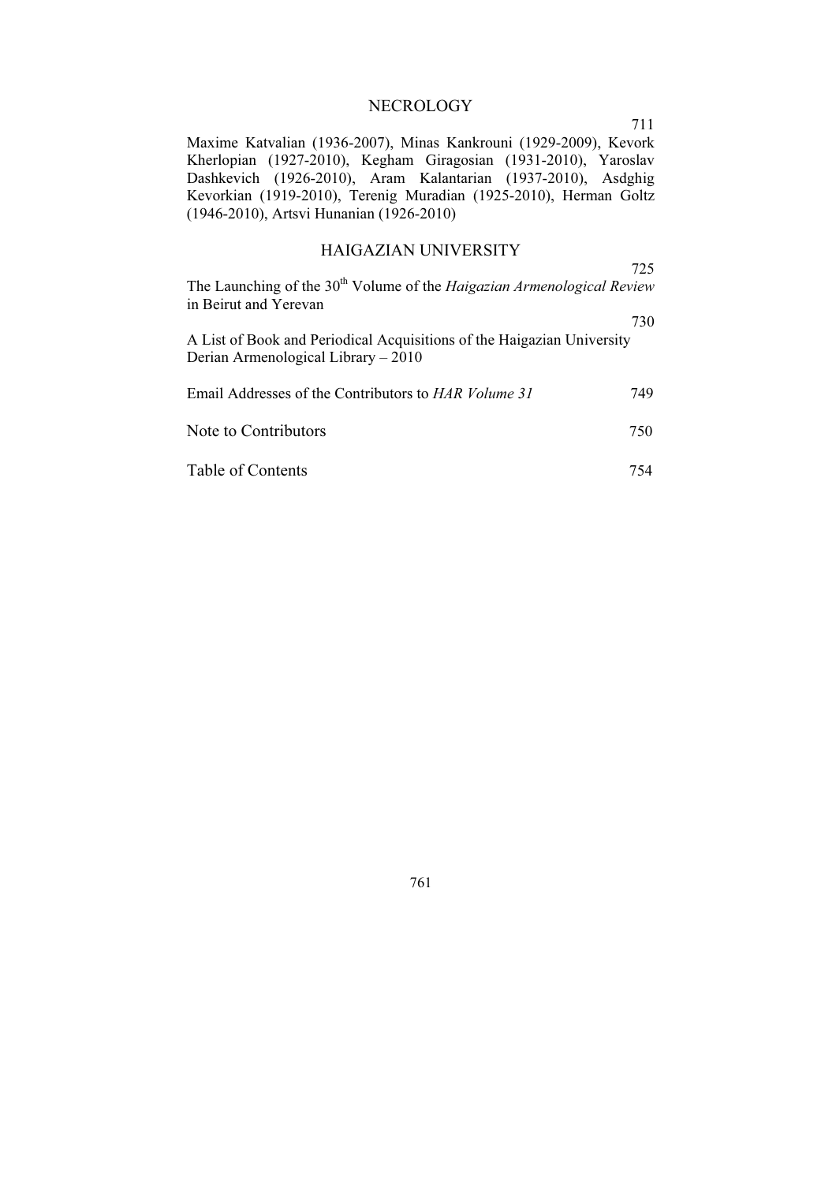## NECROLOGY

711

Maxime Katvalian (1936-2007), Minas Kankrouni (1929-2009), Kevork Kherlopian (1927-2010), Kegham Giragosian (1931-2010), Yaroslav Dashkevich (1926-2010), Aram Kalantarian (1937-2010), Asdghig Kevorkian (1919-2010), Terenig Muradian (1925-2010), Herman Goltz (1946-2010), Artsvi Hunanian (1926-2010)

## HAIGAZIAN UNIVERSITY

725

The Launching of the 30th Volume of the *Haigazian Armenological Review* in Beirut and Yerevan

730

A List of Book and Periodical Acquisitions of the Haigazian University Derian Armenological Library – 2010

Email Addresses of the Contributors to *HAR Volume 31* 749

Note to Contributors 750

Table of Contents 754